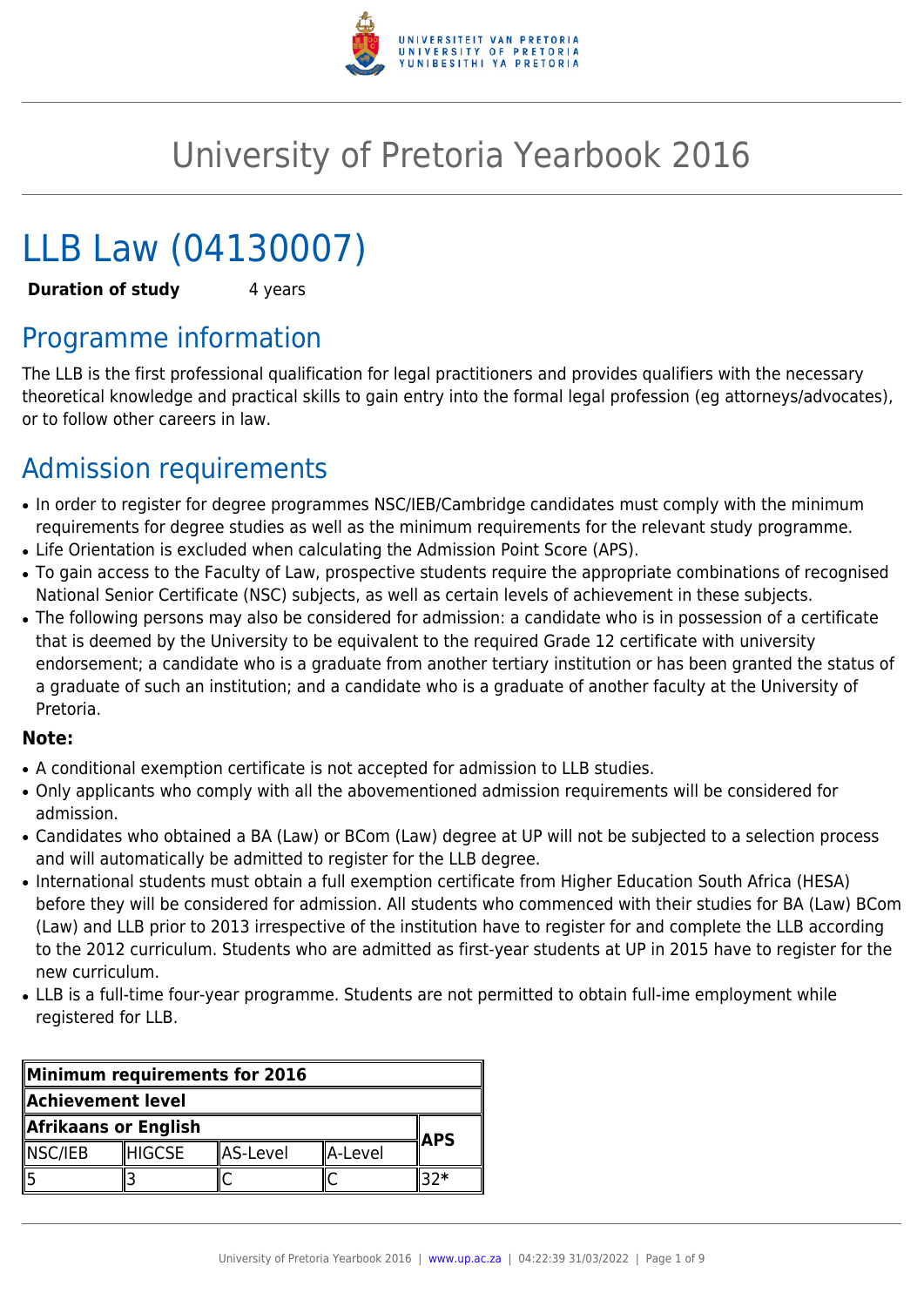# University of Pretoria Yearbook 2016

# LLB Law (04130007)

**Duration of study** 4 years

## Programme information

The LLB is the first professional qualification for legal practitioners and provides qualifiers with the necessary theoretical knowledge and practical skills to gain entry into the formal legal profession (eg attorneys/advocates), or to follow other careers in law.

## Admission requirements

- In order to register for degree programmes NSC/IEB/Cambridge candidates must comply with the minimum requirements for degree studies as well as the minimum requirements for the relevant study programme.
- Life Orientation is excluded when calculating the Admission Point Score (APS).
- To gain access to the Faculty of Law, prospective students require the appropriate combinations of recognised National Senior Certificate (NSC) subjects, as well as certain levels of achievement in these subjects.
- The following persons may also be considered for admission: a candidate who is in possession of a certificate that is deemed by the University to be equivalent to the required Grade 12 certificate with university endorsement; a candidate who is a graduate from another tertiary institution or has been granted the status of a graduate of such an institution; and a candidate who is a graduate of another faculty at the University of Pretoria.

**Note:**

- A conditional exemption certificate is not accepted for admission to LLB studies.
- Only applicants who comply with all the abovementioned admission requirements will be considered for admission.
- Candidates who obtained a BA (Law) or BCom (Law) degree at UP will not be subjected to a selection process and will automatically be admitted to register for the LLB degree.
- International students must obtain a full exemption certificate from Higher Education South Africa (HESA) before they will be considered for admission. All students who commenced with their studies for BA (Law) BCom (Law) and LLB prior to 2013 irrespective of the institution have to register for and complete the LLB according to the 2012 curriculum. Students who are admitted as first-year students at UP in 2015 have to register for the new curriculum.
- LLB is a full-time four-year programme. Students are not permitted to obtain full-ime employment while registered for LLB.

| **Minimum requirements for 2016** | | | | |
|---|---|---|---|---|
| **Achievement level** | | | | |
| **Afrikaans or English** | | | | **APS** |
| NSC/IEB | HIGCSE | AS-Level | A-Level | |
| 5 | 3 | C | C | 32* |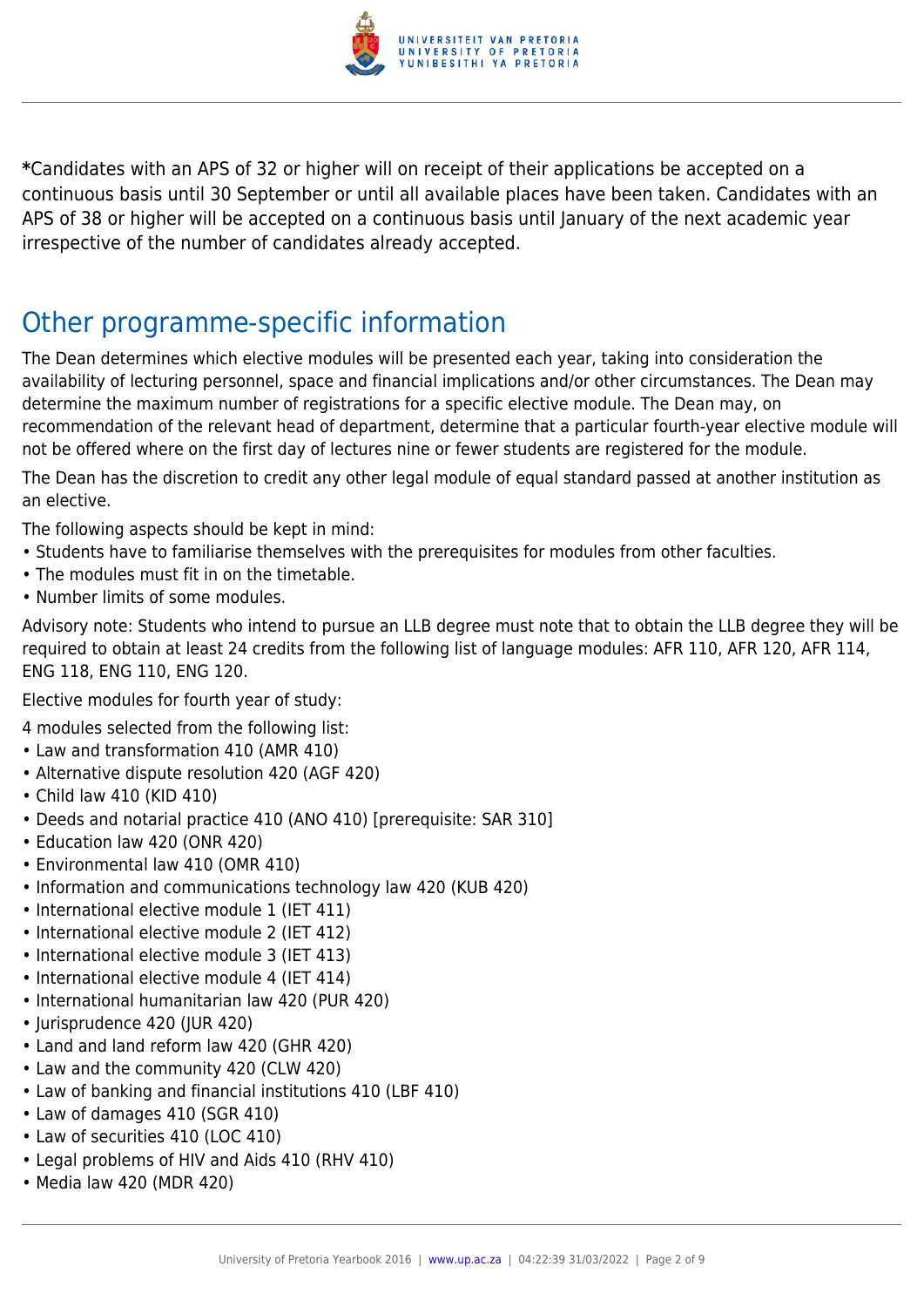**\***Candidates with an APS of 32 or higher will on receipt of their applications be accepted on a continuous basis until 30 September or until all available places have been taken. Candidates with an APS of 38 or higher will be accepted on a continuous basis until January of the next academic year irrespective of the number of candidates already accepted.

## Other programme-specific information

The Dean determines which elective modules will be presented each year, taking into consideration the availability of lecturing personnel, space and financial implications and/or other circumstances. The Dean may determine the maximum number of registrations for a specific elective module. The Dean may, on recommendation of the relevant head of department, determine that a particular fourth-year elective module will not be offered where on the first day of lectures nine or fewer students are registered for the module.

The Dean has the discretion to credit any other legal module of equal standard passed at another institution as an elective.

The following aspects should be kept in mind:

- Students have to familiarise themselves with the prerequisites for modules from other faculties.
- The modules must fit in on the timetable.
- Number limits of some modules.

Advisory note: Students who intend to pursue an LLB degree must note that to obtain the LLB degree they will be required to obtain at least 24 credits from the following list of language modules: AFR 110, AFR 120, AFR 114, ENG 118, ENG 110, ENG 120.

Elective modules for fourth year of study:

4 modules selected from the following list:

- Law and transformation 410 (AMR 410)
- Alternative dispute resolution 420 (AGF 420)
- Child law 410 (KID 410)
- Deeds and notarial practice 410 (ANO 410) [prerequisite: SAR 310]
- Education law 420 (ONR 420)
- Environmental law 410 (OMR 410)
- Information and communications technology law 420 (KUB 420)
- International elective module 1 (IET 411)
- International elective module 2 (IET 412)
- International elective module 3 (IET 413)
- International elective module 4 (IET 414)
- International humanitarian law 420 (PUR 420)
- Jurisprudence 420 (JUR 420)
- Land and land reform law 420 (GHR 420)
- Law and the community 420 (CLW 420)
- Law of banking and financial institutions 410 (LBF 410)
- Law of damages 410 (SGR 410)
- Law of securities 410 (LOC 410)
- Legal problems of HIV and Aids 410 (RHV 410)
- Media law 420 (MDR 420)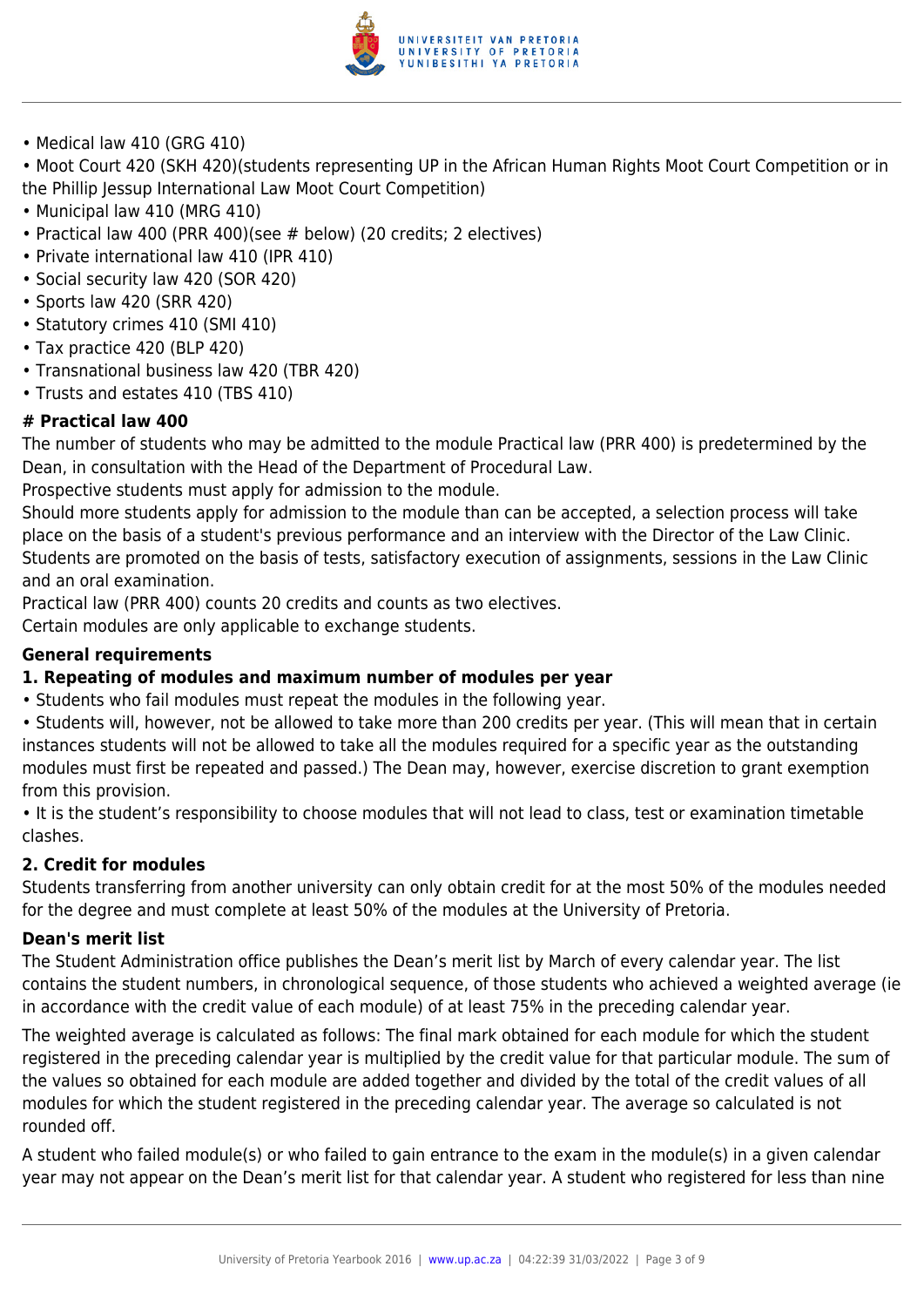- Medical law 410 (GRG 410)
- Moot Court 420 (SKH 420)(students representing UP in the African Human Rights Moot Court Competition or in the Phillip Jessup International Law Moot Court Competition)
- Municipal law 410 (MRG 410)
- Practical law 400 (PRR 400)(see # below) (20 credits; 2 electives)
- Private international law 410 (IPR 410)
- Social security law 420 (SOR 420)
- Sports law 420 (SRR 420)
- Statutory crimes 410 (SMI 410)
- Tax practice 420 (BLP 420)
- Transnational business law 420 (TBR 420)
- Trusts and estates 410 (TBS 410)

**# Practical law 400**

The number of students who may be admitted to the module Practical law (PRR 400) is predetermined by the Dean, in consultation with the Head of the Department of Procedural Law.

Prospective students must apply for admission to the module.

Should more students apply for admission to the module than can be accepted, a selection process will take place on the basis of a student's previous performance and an interview with the Director of the Law Clinic.

Students are promoted on the basis of tests, satisfactory execution of assignments, sessions in the Law Clinic and an oral examination.

Practical law (PRR 400) counts 20 credits and counts as two electives.

Certain modules are only applicable to exchange students.

### General requirements

#### 1. Repeating of modules and maximum number of modules per year

- Students who fail modules must repeat the modules in the following year.
- Students will, however, not be allowed to take more than 200 credits per year. (This will mean that in certain instances students will not be allowed to take all the modules required for a specific year as the outstanding modules must first be repeated and passed.) The Dean may, however, exercise discretion to grant exemption from this provision.
- It is the student's responsibility to choose modules that will not lead to class, test or examination timetable clashes.

#### 2. Credit for modules

Students transferring from another university can only obtain credit for at the most 50% of the modules needed for the degree and must complete at least 50% of the modules at the University of Pretoria.

### Dean's merit list

The Student Administration office publishes the Dean's merit list by March of every calendar year. The list contains the student numbers, in chronological sequence, of those students who achieved a weighted average (ie in accordance with the credit value of each module) of at least 75% in the preceding calendar year.

The weighted average is calculated as follows: The final mark obtained for each module for which the student registered in the preceding calendar year is multiplied by the credit value for that particular module. The sum of the values so obtained for each module are added together and divided by the total of the credit values of all modules for which the student registered in the preceding calendar year. The average so calculated is not rounded off.

A student who failed module(s) or who failed to gain entrance to the exam in the module(s) in a given calendar year may not appear on the Dean's merit list for that calendar year. A student who registered for less than nine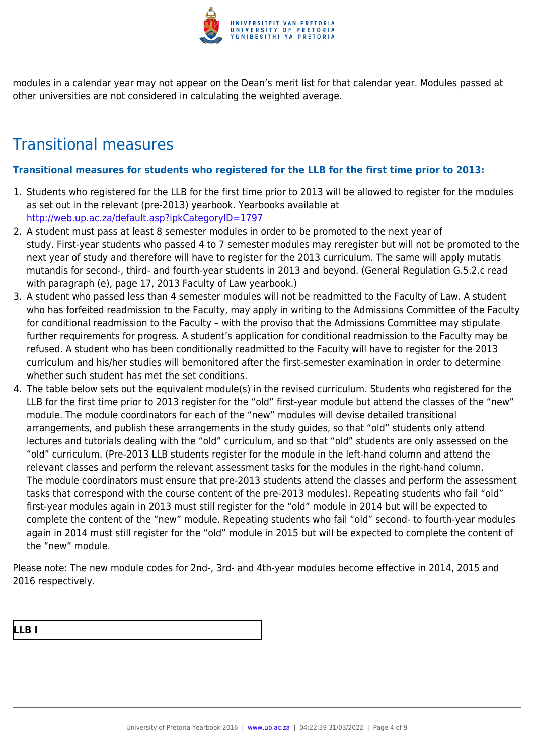modules in a calendar year may not appear on the Dean's merit list for that calendar year. Modules passed at other universities are not considered in calculating the weighted average.

## Transitional measures

**Transitional measures for students who registered for the LLB for the first time prior to 2013:**

1. Students who registered for the LLB for the first time prior to 2013 will be allowed to register for the modules as set out in the relevant (pre-2013) yearbook. Yearbooks available at http://web.up.ac.za/default.asp?ipkCategoryID=1797
2. A student must pass at least 8 semester modules in order to be promoted to the next year of study. First-year students who passed 4 to 7 semester modules may reregister but will not be promoted to the next year of study and therefore will have to register for the 2013 curriculum. The same will apply mutatis mutandis for second-, third- and fourth-year students in 2013 and beyond. (General Regulation G.5.2.c read with paragraph (e), page 17, 2013 Faculty of Law yearbook.)
3. A student who passed less than 4 semester modules will not be readmitted to the Faculty of Law. A student who has forfeited readmission to the Faculty, may apply in writing to the Admissions Committee of the Faculty for conditional readmission to the Faculty – with the proviso that the Admissions Committee may stipulate further requirements for progress. A student's application for conditional readmission to the Faculty may be refused. A student who has been conditionally readmitted to the Faculty will have to register for the 2013 curriculum and his/her studies will bemonitored after the first-semester examination in order to determine whether such student has met the set conditions.
4. The table below sets out the equivalent module(s) in the revised curriculum. Students who registered for the LLB for the first time prior to 2013 register for the "old" first-year module but attend the classes of the "new" module. The module coordinators for each of the "new" modules will devise detailed transitional arrangements, and publish these arrangements in the study guides, so that "old" students only attend lectures and tutorials dealing with the "old" curriculum, and so that "old" students are only assessed on the "old" curriculum. (Pre-2013 LLB students register for the module in the left-hand column and attend the relevant classes and perform the relevant assessment tasks for the modules in the right-hand column. The module coordinators must ensure that pre-2013 students attend the classes and perform the assessment tasks that correspond with the course content of the pre-2013 modules). Repeating students who fail "old" first-year modules again in 2013 must still register for the "old" module in 2014 but will be expected to complete the content of the "new" module. Repeating students who fail "old" second- to fourth-year modules again in 2014 must still register for the "old" module in 2015 but will be expected to complete the content of the "new" module.

Please note: The new module codes for 2nd-, 3rd- and 4th-year modules become effective in 2014, 2015 and 2016 respectively.

| **LLB I** | |
| --- | --- |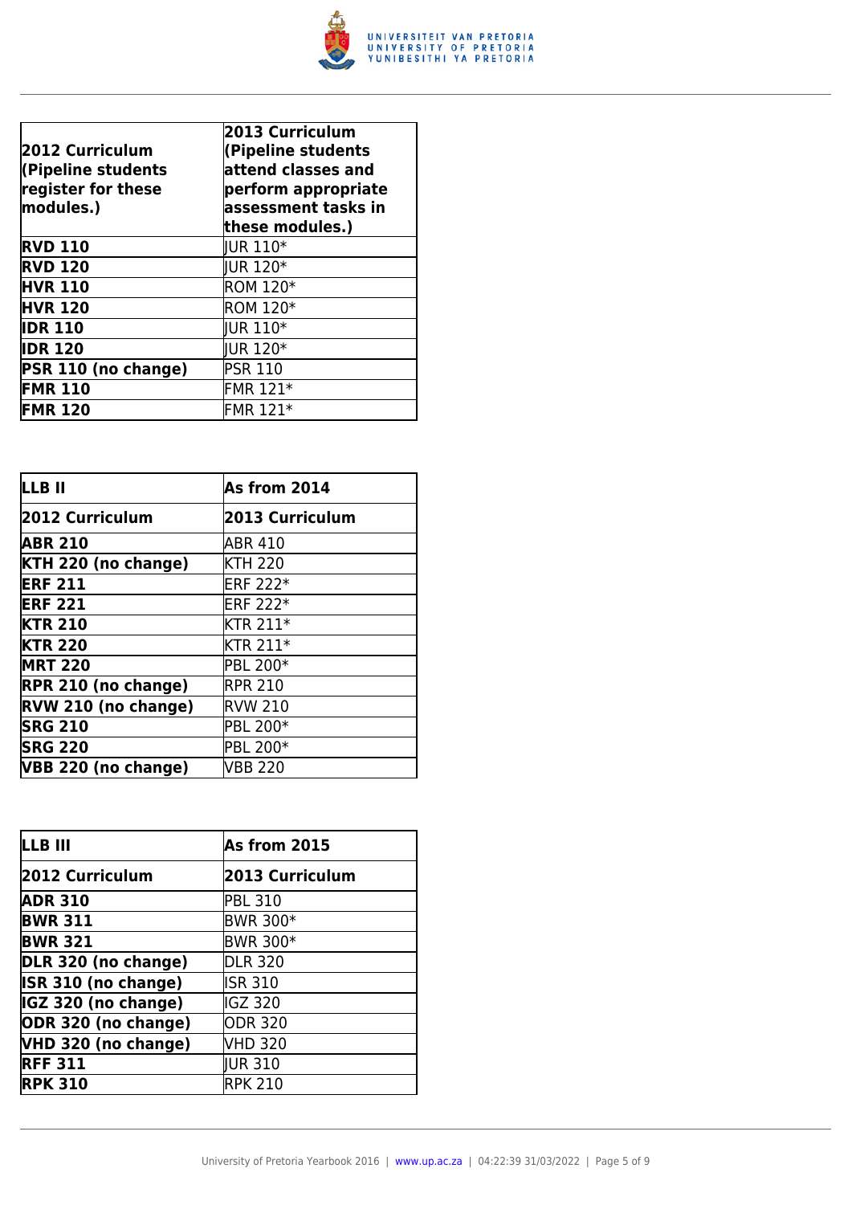| 2012 Curriculum (Pipeline students register for these modules.) | 2013 Curriculum (Pipeline students attend classes and perform appropriate assessment tasks in these modules.) |
|---|---|
| **RVD 110** | JUR 110* |
| **RVD 120** | JUR 120* |
| **HVR 110** | ROM 120* |
| **HVR 120** | ROM 120* |
| **IDR 110** | JUR 110* |
| **IDR 120** | JUR 120* |
| **PSR 110 (no change)** | PSR 110 |
| **FMR 110** | FMR 121* |
| **FMR 120** | FMR 121* |

| LLB II | As from 2014 |
|---|---|
| **2012 Curriculum** | **2013 Curriculum** |
| **ABR 210** | ABR 410 |
| **KTH 220 (no change)** | KTH 220 |
| **ERF 211** | ERF 222* |
| **ERF 221** | ERF 222* |
| **KTR 210** | KTR 211* |
| **KTR 220** | KTR 211* |
| **MRT 220** | PBL 200* |
| **RPR 210 (no change)** | RPR 210 |
| **RVW 210 (no change)** | RVW 210 |
| **SRG 210** | PBL 200* |
| **SRG 220** | PBL 200* |
| **VBB 220 (no change)** | VBB 220 |

| LLB III | As from 2015 |
|---|---|
| **2012 Curriculum** | **2013 Curriculum** |
| **ADR 310** | PBL 310 |
| **BWR 311** | BWR 300* |
| **BWR 321** | BWR 300* |
| **DLR 320 (no change)** | DLR 320 |
| **ISR 310 (no change)** | ISR 310 |
| **IGZ 320 (no change)** | IGZ 320 |
| **ODR 320 (no change)** | ODR 320 |
| **VHD 320 (no change)** | VHD 320 |
| **RFF 311** | JUR 310 |
| **RPK 310** | RPK 210 |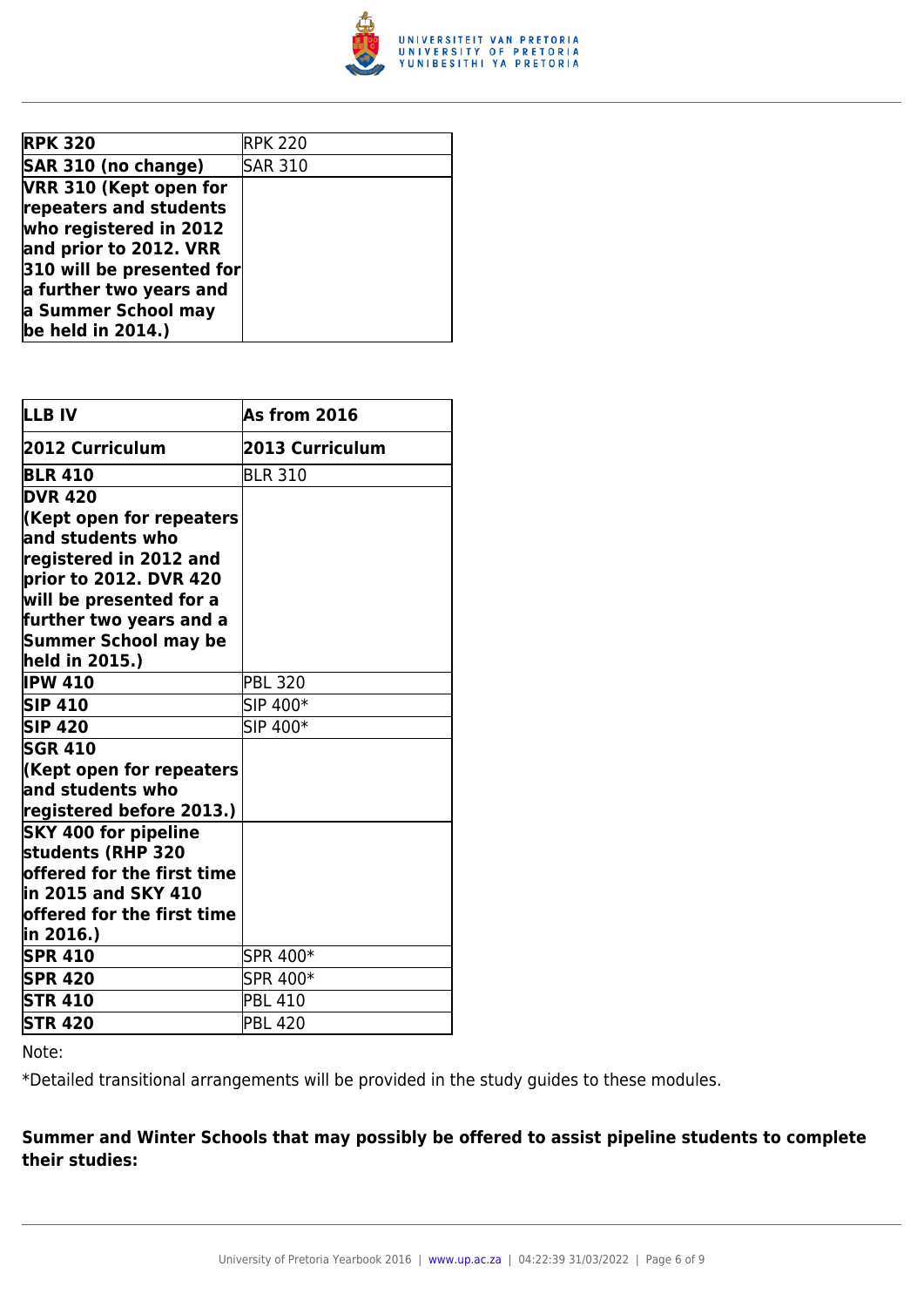| | |
|---|---|
| **RPK 320** | RPK 220 |
| **SAR 310 (no change)** | SAR 310 |
| **VRR 310 (Kept open for repeaters and students who registered in 2012 and prior to 2012. VRR 310 will be presented for a further two years and a Summer School may be held in 2014.)** | |

| **LLB IV** | **As from 2016** |
|---|---|
| **2012 Curriculum** | **2013 Curriculum** |
| **BLR 410** | BLR 310 |
| **DVR 420 (Kept open for repeaters and students who registered in 2012 and prior to 2012. DVR 420 will be presented for a further two years and a Summer School may be held in 2015.)** | |
| **IPW 410** | PBL 320 |
| **SIP 410** | SIP 400* |
| **SIP 420** | SIP 400* |
| **SGR 410 (Kept open for repeaters and students who registered before 2013.)** | |
| **SKY 400 for pipeline students (RHP 320 offered for the first time in 2015 and SKY 410 offered for the first time in 2016.)** | |
| **SPR 410** | SPR 400* |
| **SPR 420** | SPR 400* |
| **STR 410** | PBL 410 |
| **STR 420** | PBL 420 |

Note:

*Detailed transitional arrangements will be provided in the study guides to these modules.

**Summer and Winter Schools that may possibly be offered to assist pipeline students to complete their studies:**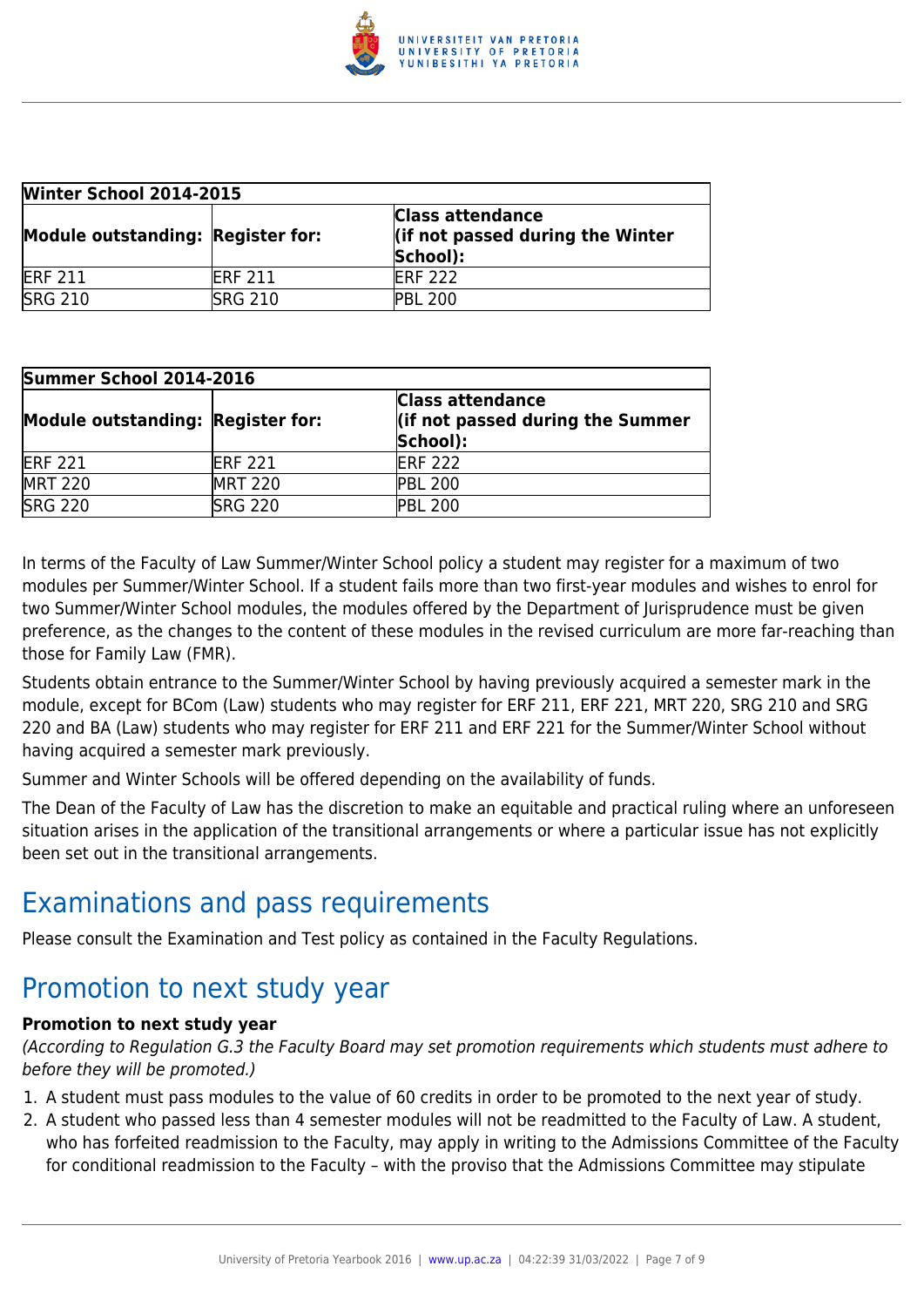| Winter School 2014-2015 | | |
|---|---|---|
| **Module outstanding:** | **Register for:** | **Class attendance (if not passed during the Winter School):** |
| ERF 211 | ERF 211 | ERF 222 |
| SRG 210 | SRG 210 | PBL 200 |

| Summer School 2014-2016 | | |
|---|---|---|
| **Module outstanding:** | **Register for:** | **Class attendance (if not passed during the Summer School):** |
| ERF 221 | ERF 221 | ERF 222 |
| MRT 220 | MRT 220 | PBL 200 |
| SRG 220 | SRG 220 | PBL 200 |

In terms of the Faculty of Law Summer/Winter School policy a student may register for a maximum of two modules per Summer/Winter School. If a student fails more than two first-year modules and wishes to enrol for two Summer/Winter School modules, the modules offered by the Department of Jurisprudence must be given preference, as the changes to the content of these modules in the revised curriculum are more far-reaching than those for Family Law (FMR).

Students obtain entrance to the Summer/Winter School by having previously acquired a semester mark in the module, except for BCom (Law) students who may register for ERF 211, ERF 221, MRT 220, SRG 210 and SRG 220 and BA (Law) students who may register for ERF 211 and ERF 221 for the Summer/Winter School without having acquired a semester mark previously.

Summer and Winter Schools will be offered depending on the availability of funds.

The Dean of the Faculty of Law has the discretion to make an equitable and practical ruling where an unforeseen situation arises in the application of the transitional arrangements or where a particular issue has not explicitly been set out in the transitional arrangements.

## Examinations and pass requirements

Please consult the Examination and Test policy as contained in the Faculty Regulations.

## Promotion to next study year

**Promotion to next study year**

*(According to Regulation G.3 the Faculty Board may set promotion requirements which students must adhere to before they will be promoted.)*

1. A student must pass modules to the value of 60 credits in order to be promoted to the next year of study.
2. A student who passed less than 4 semester modules will not be readmitted to the Faculty of Law. A student, who has forfeited readmission to the Faculty, may apply in writing to the Admissions Committee of the Faculty for conditional readmission to the Faculty – with the proviso that the Admissions Committee may stipulate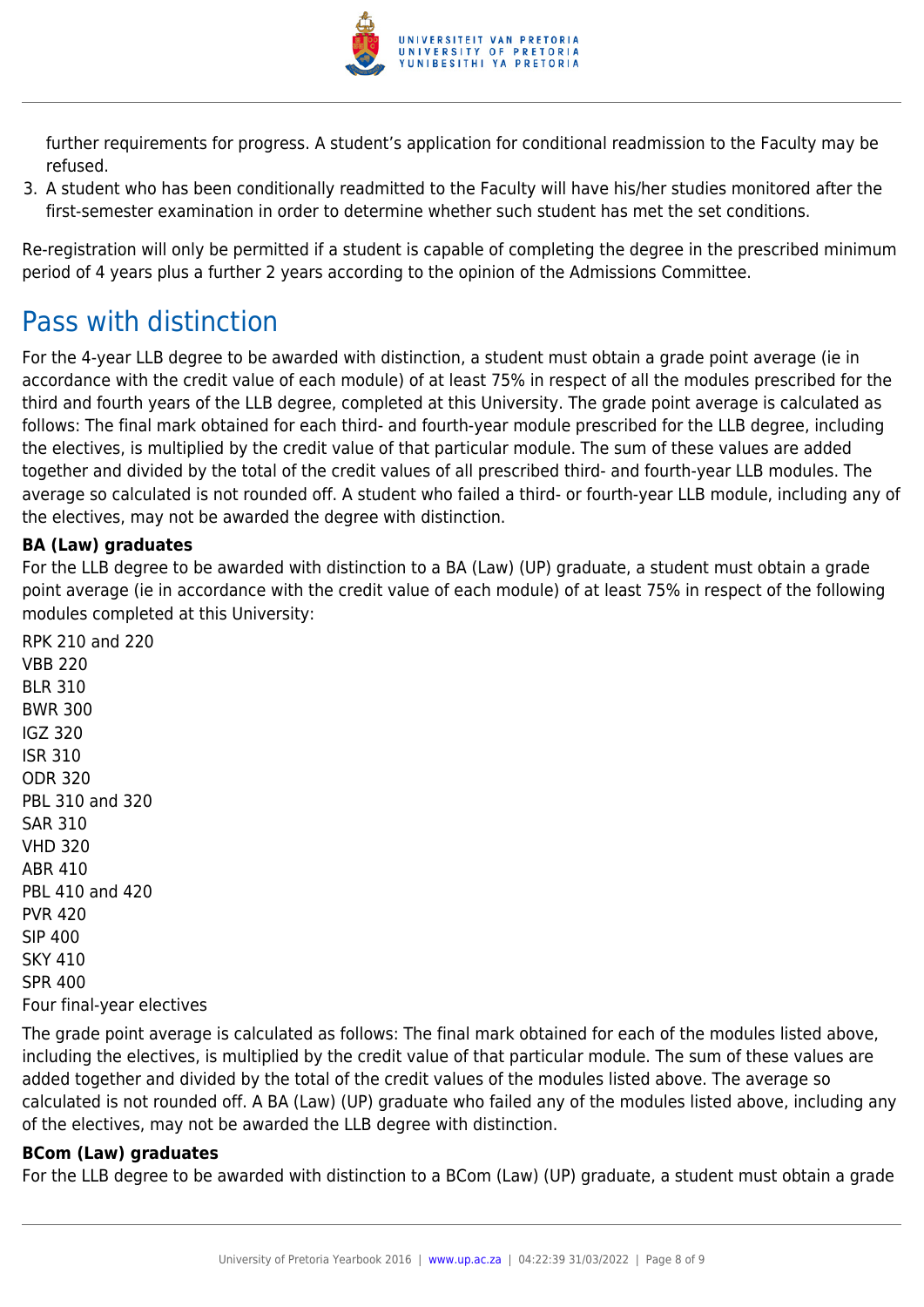further requirements for progress. A student's application for conditional readmission to the Faculty may be refused.

3. A student who has been conditionally readmitted to the Faculty will have his/her studies monitored after the first-semester examination in order to determine whether such student has met the set conditions.

Re-registration will only be permitted if a student is capable of completing the degree in the prescribed minimum period of 4 years plus a further 2 years according to the opinion of the Admissions Committee.

## Pass with distinction

For the 4-year LLB degree to be awarded with distinction, a student must obtain a grade point average (ie in accordance with the credit value of each module) of at least 75% in respect of all the modules prescribed for the third and fourth years of the LLB degree, completed at this University. The grade point average is calculated as follows: The final mark obtained for each third- and fourth-year module prescribed for the LLB degree, including the electives, is multiplied by the credit value of that particular module. The sum of these values are added together and divided by the total of the credit values of all prescribed third- and fourth-year LLB modules. The average so calculated is not rounded off. A student who failed a third- or fourth-year LLB module, including any of the electives, may not be awarded the degree with distinction.

**BA (Law) graduates**

For the LLB degree to be awarded with distinction to a BA (Law) (UP) graduate, a student must obtain a grade point average (ie in accordance with the credit value of each module) of at least 75% in respect of the following modules completed at this University:

RPK 210 and 220
VBB 220
BLR 310
BWR 300
IGZ 320
ISR 310
ODR 320
PBL 310 and 320
SAR 310
VHD 320
ABR 410
PBL 410 and 420
PVR 420
SIP 400
SKY 410
SPR 400
Four final-year electives

The grade point average is calculated as follows: The final mark obtained for each of the modules listed above, including the electives, is multiplied by the credit value of that particular module. The sum of these values are added together and divided by the total of the credit values of the modules listed above. The average so calculated is not rounded off. A BA (Law) (UP) graduate who failed any of the modules listed above, including any of the electives, may not be awarded the LLB degree with distinction.

**BCom (Law) graduates**

For the LLB degree to be awarded with distinction to a BCom (Law) (UP) graduate, a student must obtain a grade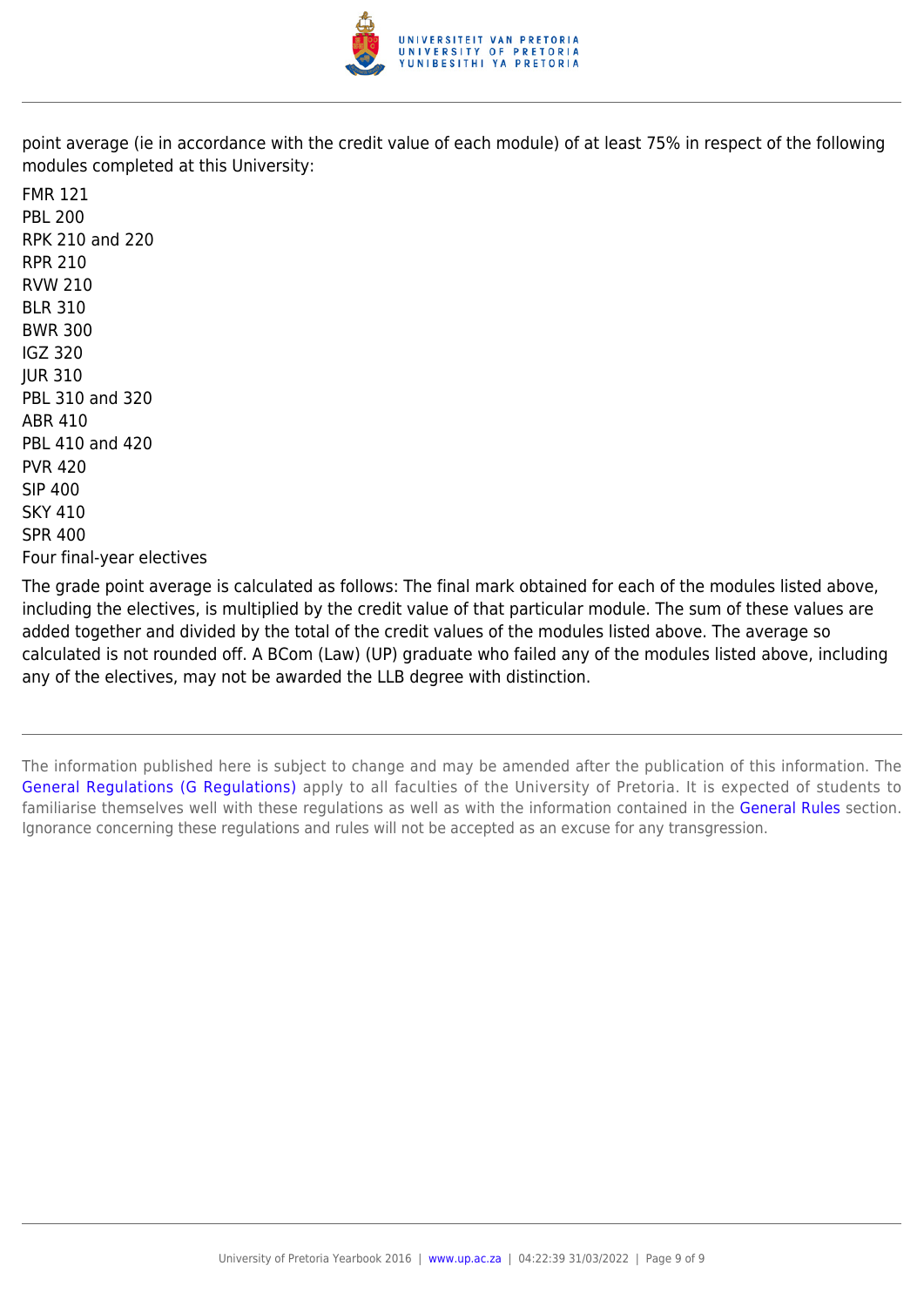point average (ie in accordance with the credit value of each module) of at least 75% in respect of the following modules completed at this University:

FMR 121
PBL 200
RPK 210 and 220
RPR 210
RVW 210
BLR 310
BWR 300
IGZ 320
JUR 310
PBL 310 and 320
ABR 410
PBL 410 and 420
PVR 420
SIP 400
SKY 410
SPR 400
Four final-year electives

The grade point average is calculated as follows: The final mark obtained for each of the modules listed above, including the electives, is multiplied by the credit value of that particular module. The sum of these values are added together and divided by the total of the credit values of the modules listed above. The average so calculated is not rounded off. A BCom (Law) (UP) graduate who failed any of the modules listed above, including any of the electives, may not be awarded the LLB degree with distinction.

---

The information published here is subject to change and may be amended after the publication of this information. The General Regulations (G Regulations) apply to all faculties of the University of Pretoria. It is expected of students to familiarise themselves well with these regulations as well as with the information contained in the General Rules section. Ignorance concerning these regulations and rules will not be accepted as an excuse for any transgression.